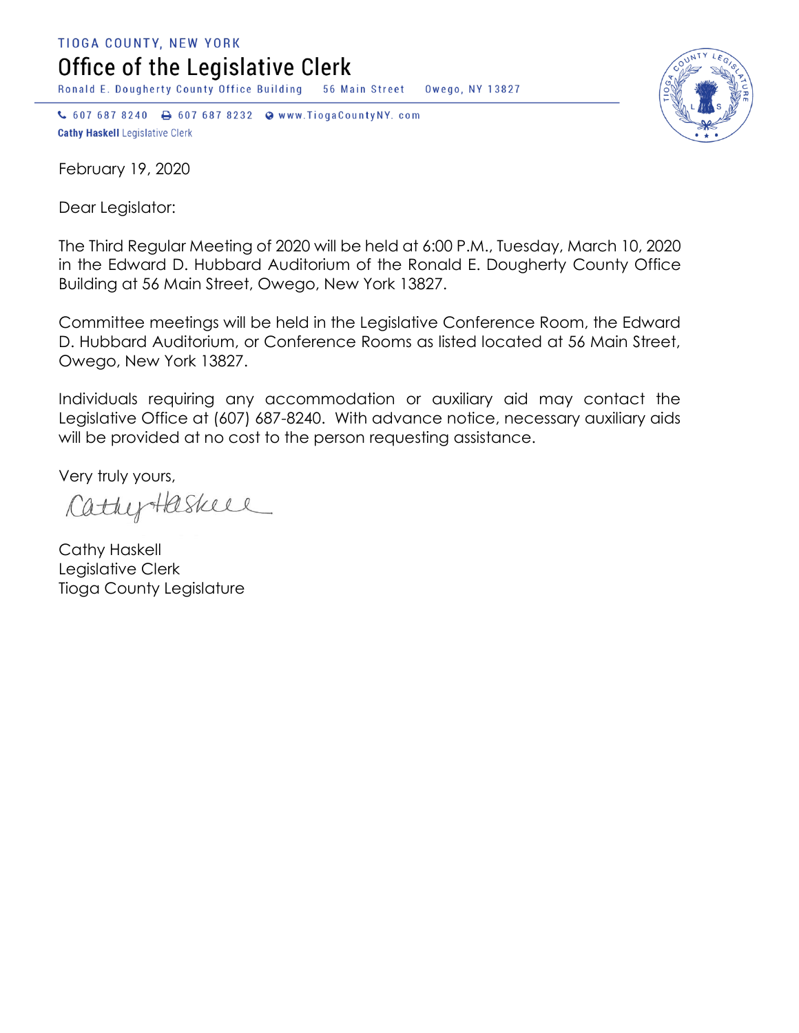TIOGA COUNTY, NEW YORK

# Office of the Legislative Clerk

Ronald E. Dougherty County Office Building 56 Main Street Owego, NY 13827

607 687 8240 607 687 8232 www.TiogaCountyNY.com

**Cathy Haskell** Legislative Clerk

February 19, 2020

Dear Legislator:

The Third Regular Meeting of 2020 will be held at 6:00 P.M., Tuesday, March 10, 2020 in the Edward D. Hubbard Auditorium of the Ronald E. Dougherty County Office Building at 56 Main Street, Owego, New York 13827.

Committee meetings will be held in the Legislative Conference Room, the Edward D. Hubbard Auditorium, or Conference Rooms as listed located at 56 Main Street, Owego, New York 13827.

Individuals requiring any accommodation or auxiliary aid may contact the Legislative Office at (607) 687-8240. With advance notice, necessary auxiliary aids will be provided at no cost to the person requesting assistance.

Very truly yours,

Cathy Haskell

Cathy Haskell
Legislative Clerk
Tioga County Legislature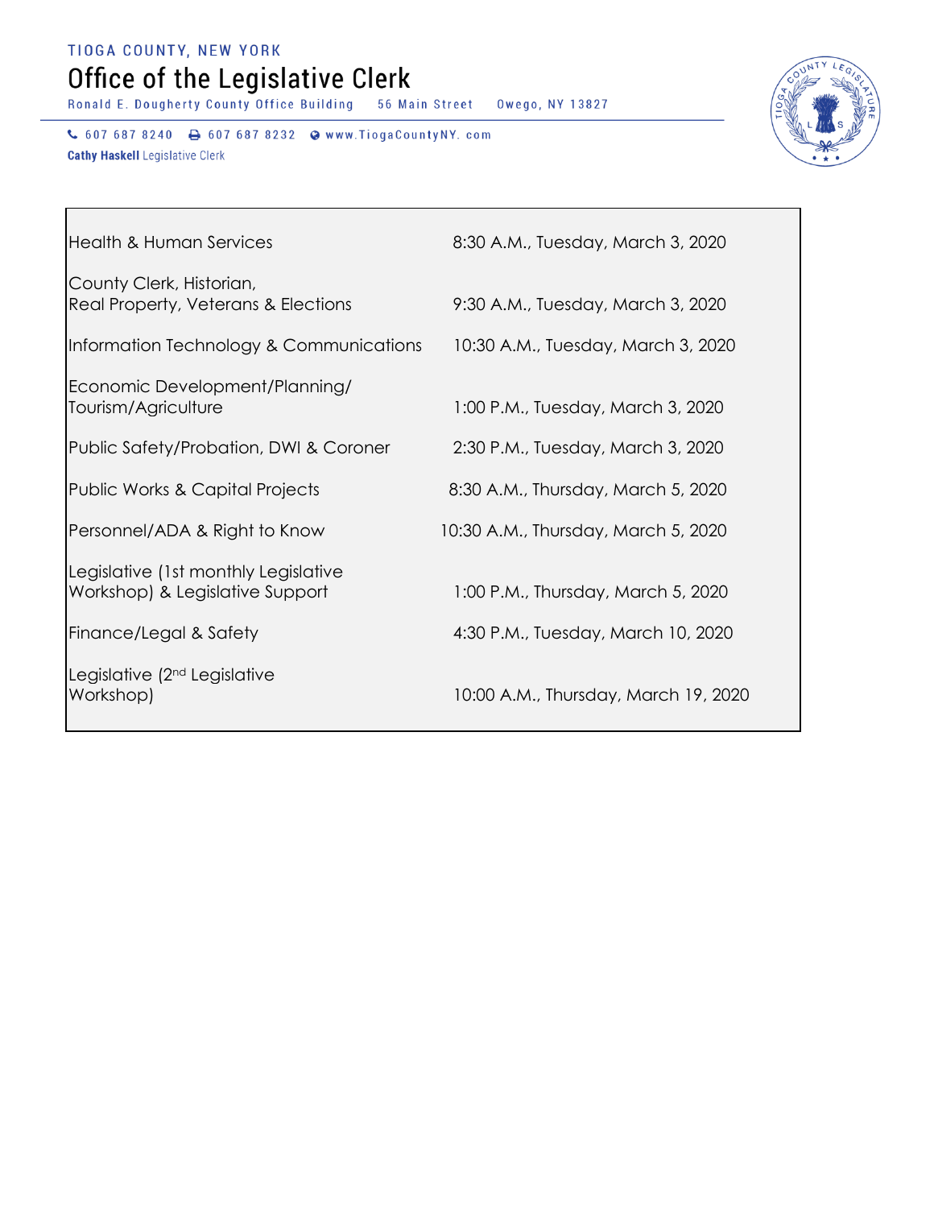TIOGA COUNTY, NEW YORK

# Office of the Legislative Clerk

Ronald E. Dougherty County Office Building 56 Main Street Owego, NY 13827

607 687 8240 607 687 8232 www.TiogaCountyNY. com

**Cathy Haskell** Legislative Clerk

| | |
|---|---|
| Health & Human Services | 8:30 A.M., Tuesday, March 3, 2020 |
| County Clerk, Historian, Real Property, Veterans & Elections | 9:30 A.M., Tuesday, March 3, 2020 |
| Information Technology & Communications | 10:30 A.M., Tuesday, March 3, 2020 |
| Economic Development/Planning/ Tourism/Agriculture | 1:00 P.M., Tuesday, March 3, 2020 |
| Public Safety/Probation, DWI & Coroner | 2:30 P.M., Tuesday, March 3, 2020 |
| Public Works & Capital Projects | 8:30 A.M., Thursday, March 5, 2020 |
| Personnel/ADA & Right to Know | 10:30 A.M., Thursday, March 5, 2020 |
| Legislative (1st monthly Legislative Workshop) & Legislative Support | 1:00 P.M., Thursday, March 5, 2020 |
| Finance/Legal & Safety | 4:30 P.M., Tuesday, March 10, 2020 |
| Legislative (2nd Legislative Workshop) | 10:00 A.M., Thursday, March 19, 2020 |